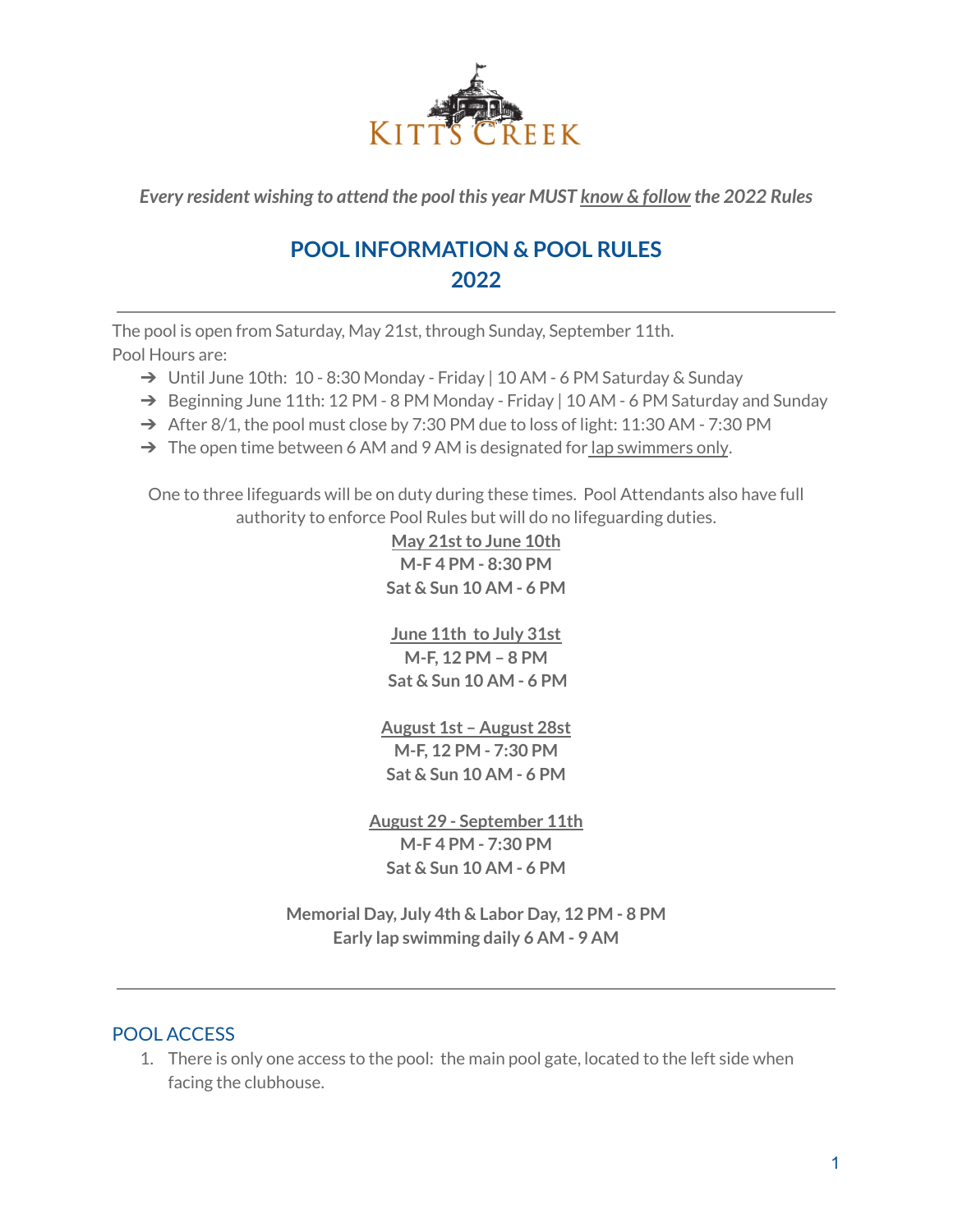KITTS CREEK

***Every resident wishing to attend the pool this year MUST <u>know & follow</u> the 2022 Rules***

# POOL INFORMATION & POOL RULES
# 2022

---

The pool is open from Saturday, May 21st, through Sunday, September 11th.
Pool Hours are:

- ➔ Until June 10th: 10 - 8:30 Monday - Friday | 10 AM - 6 PM Saturday & Sunday
- ➔ Beginning June 11th: 12 PM - 8 PM Monday - Friday | 10 AM - 6 PM Saturday and Sunday
- ➔ After 8/1, the pool must close by 7:30 PM due to loss of light: 11:30 AM - 7:30 PM
- ➔ The open time between 6 AM and 9 AM is designated for <u>lap swimmers only</u>.

One to three lifeguards will be on duty during these times. Pool Attendants also have full authority to enforce Pool Rules but will do no lifeguarding duties.

**<u>May 21st to June 10th</u>**
**M-F 4 PM - 8:30 PM**
**Sat & Sun 10 AM - 6 PM**

**<u>June 11th to July 31st</u>**
**M-F, 12 PM – 8 PM**
**Sat & Sun 10 AM - 6 PM**

**<u>August 1st – August 28st</u>**
**M-F, 12 PM - 7:30 PM**
**Sat & Sun 10 AM - 6 PM**

**<u>August 29 - September 11th</u>**
**M-F 4 PM - 7:30 PM**
**Sat & Sun 10 AM - 6 PM**

**Memorial Day, July 4th & Labor Day, 12 PM - 8 PM**
**Early lap swimming daily 6 AM - 9 AM**

---

## POOL ACCESS

1. There is only one access to the pool: the main pool gate, located to the left side when facing the clubhouse.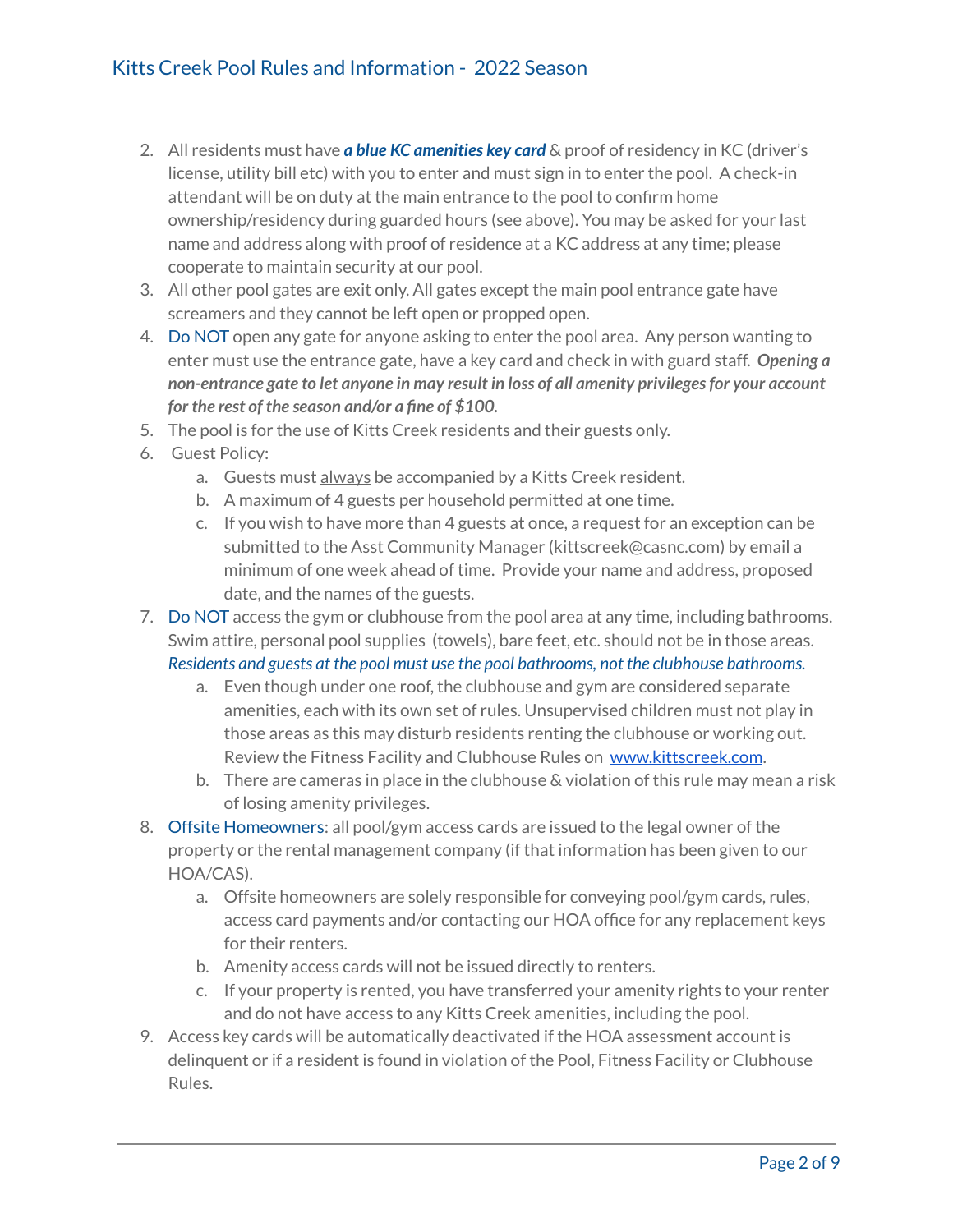2. All residents must have ***a blue KC amenities key card*** & proof of residency in KC (driver's license, utility bill etc) with you to enter and must sign in to enter the pool. A check-in attendant will be on duty at the main entrance to the pool to confirm home ownership/residency during guarded hours (see above). You may be asked for your last name and address along with proof of residence at a KC address at any time; please cooperate to maintain security at our pool.
3. All other pool gates are exit only. All gates except the main pool entrance gate have screamers and they cannot be left open or propped open.
4. Do NOT open any gate for anyone asking to enter the pool area. Any person wanting to enter must use the entrance gate, have a key card and check in with guard staff. ***Opening a non-entrance gate to let anyone in may result in loss of all amenity privileges for your account for the rest of the season and/or a fine of $100.***
5. The pool is for the use of Kitts Creek residents and their guests only.
6. Guest Policy:
    a. Guests must always be accompanied by a Kitts Creek resident.
    b. A maximum of 4 guests per household permitted at one time.
    c. If you wish to have more than 4 guests at once, a request for an exception can be submitted to the Asst Community Manager (kittscreek@casnc.com) by email a minimum of one week ahead of time. Provide your name and address, proposed date, and the names of the guests.
7. Do NOT access the gym or clubhouse from the pool area at any time, including bathrooms. Swim attire, personal pool supplies (towels), bare feet, etc. should not be in those areas. *Residents and guests at the pool must use the pool bathrooms, not the clubhouse bathrooms.*
    a. Even though under one roof, the clubhouse and gym are considered separate amenities, each with its own set of rules. Unsupervised children must not play in those areas as this may disturb residents renting the clubhouse or working out. Review the Fitness Facility and Clubhouse Rules on [www.kittscreek.com](www.kittscreek.com).
    b. There are cameras in place in the clubhouse & violation of this rule may mean a risk of losing amenity privileges.
8. Offsite Homeowners: all pool/gym access cards are issued to the legal owner of the property or the rental management company (if that information has been given to our HOA/CAS).
    a. Offsite homeowners are solely responsible for conveying pool/gym cards, rules, access card payments and/or contacting our HOA office for any replacement keys for their renters.
    b. Amenity access cards will not be issued directly to renters.
    c. If your property is rented, you have transferred your amenity rights to your renter and do not have access to any Kitts Creek amenities, including the pool.
9. Access key cards will be automatically deactivated if the HOA assessment account is delinquent or if a resident is found in violation of the Pool, Fitness Facility or Clubhouse Rules.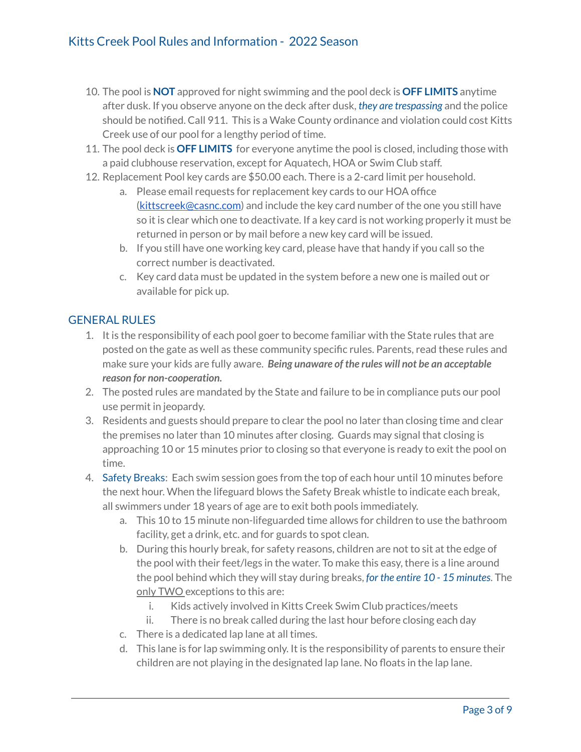10. The pool is **NOT** approved for night swimming and the pool deck is **OFF LIMITS** anytime after dusk. If you observe anyone on the deck after dusk, *they are trespassing* and the police should be notified. Call 911. This is a Wake County ordinance and violation could cost Kitts Creek use of our pool for a lengthy period of time.
11. The pool deck is **OFF LIMITS** for everyone anytime the pool is closed, including those with a paid clubhouse reservation, except for Aquatech, HOA or Swim Club staff.
12. Replacement Pool key cards are $50.00 each. There is a 2-card limit per household.
    a. Please email requests for replacement key cards to our HOA office ([kittscreek@casnc.com](mailto:kittscreek@casnc.com)) and include the key card number of the one you still have so it is clear which one to deactivate. If a key card is not working properly it must be returned in person or by mail before a new key card will be issued.
    b. If you still have one working key card, please have that handy if you call so the correct number is deactivated.
    c. Key card data must be updated in the system before a new one is mailed out or available for pick up.

## GENERAL RULES

1. It is the responsibility of each pool goer to become familiar with the State rules that are posted on the gate as well as these community specific rules. Parents, read these rules and make sure your kids are fully aware. ***Being unaware of the rules will not be an acceptable reason for non-cooperation.***
2. The posted rules are mandated by the State and failure to be in compliance puts our pool use permit in jeopardy.
3. Residents and guests should prepare to clear the pool no later than closing time and clear the premises no later than 10 minutes after closing. Guards may signal that closing is approaching 10 or 15 minutes prior to closing so that everyone is ready to exit the pool on time.
4. Safety Breaks: Each swim session goes from the top of each hour until 10 minutes before the next hour. When the lifeguard blows the Safety Break whistle to indicate each break, all swimmers under 18 years of age are to exit both pools immediately.
    a. This 10 to 15 minute non-lifeguarded time allows for children to use the bathroom facility, get a drink, etc. and for guards to spot clean.
    b. During this hourly break, for safety reasons, children are not to sit at the edge of the pool with their feet/legs in the water. To make this easy, there is a line around the pool behind which they will stay during breaks, *for the entire 10 - 15 minutes*. The only TWO exceptions to this are:
        i. Kids actively involved in Kitts Creek Swim Club practices/meets
        ii. There is no break called during the last hour before closing each day
    c. There is a dedicated lap lane at all times.
    d. This lane is for lap swimming only. It is the responsibility of parents to ensure their children are not playing in the designated lap lane. No floats in the lap lane.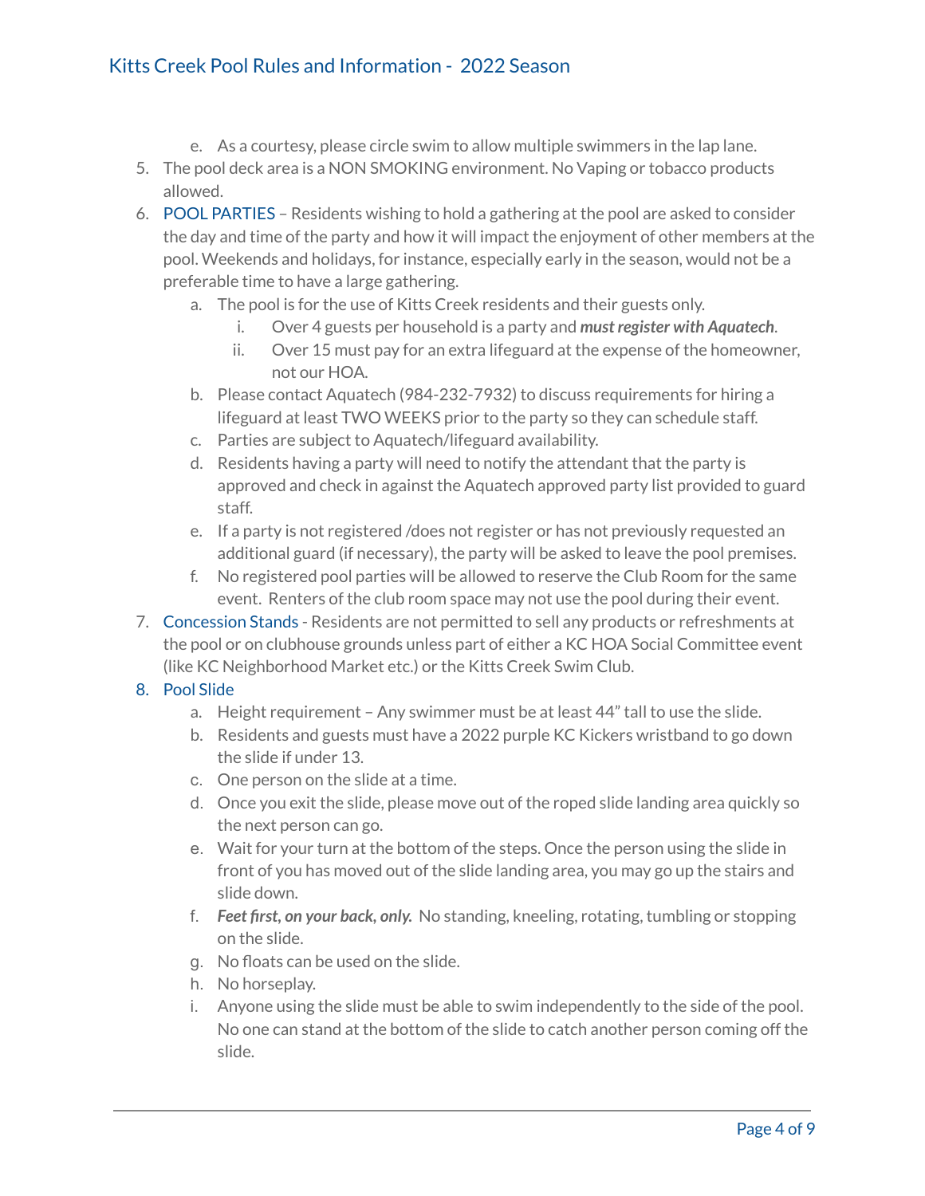e. As a courtesy, please circle swim to allow multiple swimmers in the lap lane.

5. The pool deck area is a NON SMOKING environment. No Vaping or tobacco products allowed.
6. POOL PARTIES – Residents wishing to hold a gathering at the pool are asked to consider the day and time of the party and how it will impact the enjoyment of other members at the pool. Weekends and holidays, for instance, especially early in the season, would not be a preferable time to have a large gathering.
   a. The pool is for the use of Kitts Creek residents and their guests only.
      i. Over 4 guests per household is a party and ***must register with Aquatech***.
      ii. Over 15 must pay for an extra lifeguard at the expense of the homeowner, not our HOA.
   b. Please contact Aquatech (984-232-7932) to discuss requirements for hiring a lifeguard at least TWO WEEKS prior to the party so they can schedule staff.
   c. Parties are subject to Aquatech/lifeguard availability.
   d. Residents having a party will need to notify the attendant that the party is approved and check in against the Aquatech approved party list provided to guard staff.
   e. If a party is not registered /does not register or has not previously requested an additional guard (if necessary), the party will be asked to leave the pool premises.
   f. No registered pool parties will be allowed to reserve the Club Room for the same event. Renters of the club room space may not use the pool during their event.
7. Concession Stands - Residents are not permitted to sell any products or refreshments at the pool or on clubhouse grounds unless part of either a KC HOA Social Committee event (like KC Neighborhood Market etc.) or the Kitts Creek Swim Club.
8. Pool Slide
   a. Height requirement – Any swimmer must be at least 44" tall to use the slide.
   b. Residents and guests must have a 2022 purple KC Kickers wristband to go down the slide if under 13.
   c. One person on the slide at a time.
   d. Once you exit the slide, please move out of the roped slide landing area quickly so the next person can go.
   e. Wait for your turn at the bottom of the steps. Once the person using the slide in front of you has moved out of the slide landing area, you may go up the stairs and slide down.
   f. ***Feet first, on your back, only.*** No standing, kneeling, rotating, tumbling or stopping on the slide.
   g. No floats can be used on the slide.
   h. No horseplay.
   i. Anyone using the slide must be able to swim independently to the side of the pool. No one can stand at the bottom of the slide to catch another person coming off the slide.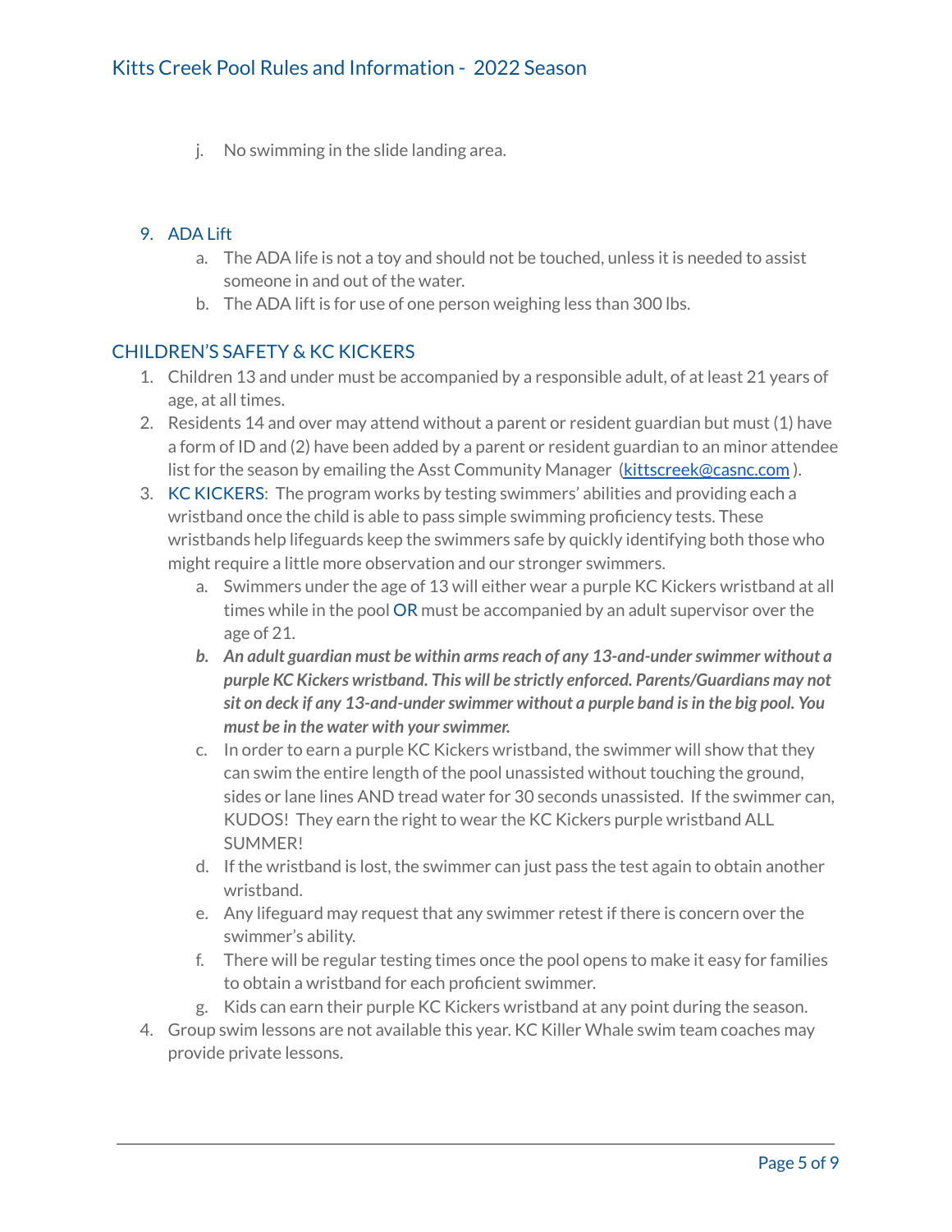j. No swimming in the slide landing area.

9. ADA Lift
   a. The ADA life is not a toy and should not be touched, unless it is needed to assist someone in and out of the water.
   b. The ADA lift is for use of one person weighing less than 300 lbs.

## CHILDREN'S SAFETY & KC KICKERS

1. Children 13 and under must be accompanied by a responsible adult, of at least 21 years of age, at all times.
2. Residents 14 and over may attend without a parent or resident guardian but must (1) have a form of ID and (2) have been added by a parent or resident guardian to an minor attendee list for the season by emailing the Asst Community Manager (kittscreek@casnc.com ).
3. KC KICKERS: The program works by testing swimmers' abilities and providing each a wristband once the child is able to pass simple swimming proficiency tests. These wristbands help lifeguards keep the swimmers safe by quickly identifying both those who might require a little more observation and our stronger swimmers.
   a. Swimmers under the age of 13 will either wear a purple KC Kickers wristband at all times while in the pool OR must be accompanied by an adult supervisor over the age of 21.
   b. ***An adult guardian must be within arms reach of any 13-and-under swimmer without a purple KC Kickers wristband. This will be strictly enforced. Parents/Guardians may not sit on deck if any 13-and-under swimmer without a purple band is in the big pool. You must be in the water with your swimmer.***
   c. In order to earn a purple KC Kickers wristband, the swimmer will show that they can swim the entire length of the pool unassisted without touching the ground, sides or lane lines AND tread water for 30 seconds unassisted. If the swimmer can, KUDOS! They earn the right to wear the KC Kickers purple wristband ALL SUMMER!
   d. If the wristband is lost, the swimmer can just pass the test again to obtain another wristband.
   e. Any lifeguard may request that any swimmer retest if there is concern over the swimmer's ability.
   f. There will be regular testing times once the pool opens to make it easy for families to obtain a wristband for each proficient swimmer.
   g. Kids can earn their purple KC Kickers wristband at any point during the season.
4. Group swim lessons are not available this year. KC Killer Whale swim team coaches may provide private lessons.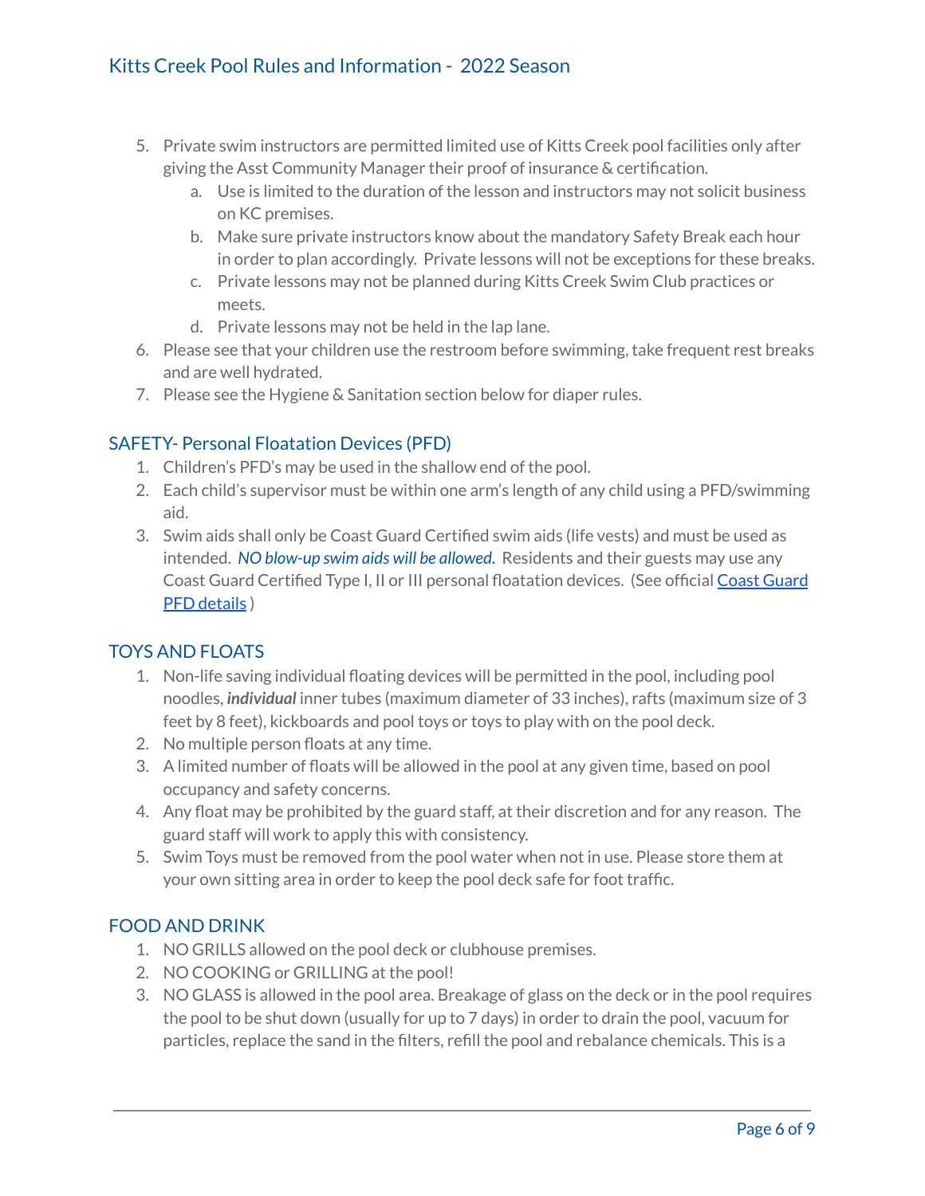5. Private swim instructors are permitted limited use of Kitts Creek pool facilities only after giving the Asst Community Manager their proof of insurance & certification.
    a. Use is limited to the duration of the lesson and instructors may not solicit business on KC premises.
    b. Make sure private instructors know about the mandatory Safety Break each hour in order to plan accordingly. Private lessons will not be exceptions for these breaks.
    c. Private lessons may not be planned during Kitts Creek Swim Club practices or meets.
    d. Private lessons may not be held in the lap lane.
6. Please see that your children use the restroom before swimming, take frequent rest breaks and are well hydrated.
7. Please see the Hygiene & Sanitation section below for diaper rules.

## SAFETY- Personal Floatation Devices (PFD)

1. Children's PFD's may be used in the shallow end of the pool.
2. Each child's supervisor must be within one arm's length of any child using a PFD/swimming aid.
3. Swim aids shall only be Coast Guard Certified swim aids (life vests) and must be used as intended. ***NO blow-up swim aids will be allowed.*** Residents and their guests may use any Coast Guard Certified Type I, II or III personal floatation devices. (See official Coast Guard PFD details )

## TOYS AND FLOATS

1. Non-life saving individual floating devices will be permitted in the pool, including pool noodles, ***individual*** inner tubes (maximum diameter of 33 inches), rafts (maximum size of 3 feet by 8 feet), kickboards and pool toys or toys to play with on the pool deck.
2. No multiple person floats at any time.
3. A limited number of floats will be allowed in the pool at any given time, based on pool occupancy and safety concerns.
4. Any float may be prohibited by the guard staff, at their discretion and for any reason. The guard staff will work to apply this with consistency.
5. Swim Toys must be removed from the pool water when not in use. Please store them at your own sitting area in order to keep the pool deck safe for foot traffic.

## FOOD AND DRINK

1. NO GRILLS allowed on the pool deck or clubhouse premises.
2. NO COOKING or GRILLING at the pool!
3. NO GLASS is allowed in the pool area. Breakage of glass on the deck or in the pool requires the pool to be shut down (usually for up to 7 days) in order to drain the pool, vacuum for particles, replace the sand in the filters, refill the pool and rebalance chemicals. This is a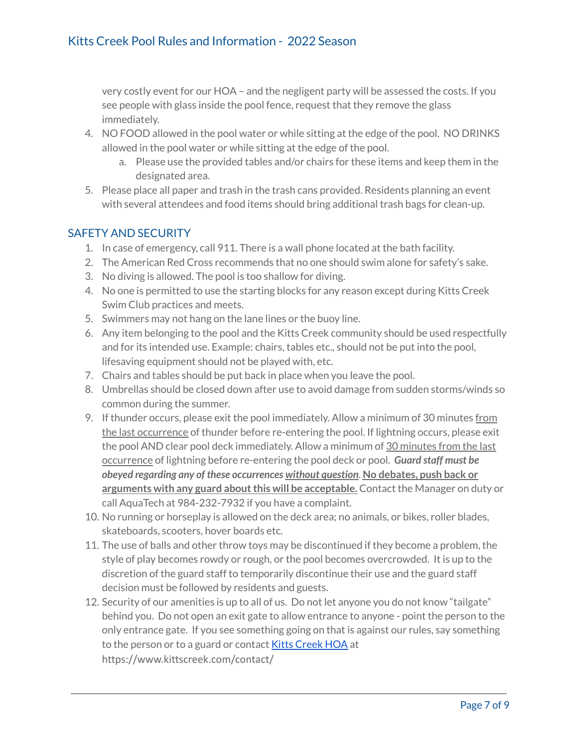very costly event for our HOA – and the negligent party will be assessed the costs. If you see people with glass inside the pool fence, request that they remove the glass immediately.

4. NO FOOD allowed in the pool water or while sitting at the edge of the pool. NO DRINKS allowed in the pool water or while sitting at the edge of the pool.
    a. Please use the provided tables and/or chairs for these items and keep them in the designated area.
5. Please place all paper and trash in the trash cans provided. Residents planning an event with several attendees and food items should bring additional trash bags for clean-up.

## SAFETY AND SECURITY

1. In case of emergency, call 911. There is a wall phone located at the bath facility.
2. The American Red Cross recommends that no one should swim alone for safety's sake.
3. No diving is allowed. The pool is too shallow for diving.
4. No one is permitted to use the starting blocks for any reason except during Kitts Creek Swim Club practices and meets.
5. Swimmers may not hang on the lane lines or the buoy line.
6. Any item belonging to the pool and the Kitts Creek community should be used respectfully and for its intended use. Example: chairs, tables etc., should not be put into the pool, lifesaving equipment should not be played with, etc.
7. Chairs and tables should be put back in place when you leave the pool.
8. Umbrellas should be closed down after use to avoid damage from sudden storms/winds so common during the summer.
9. If thunder occurs, please exit the pool immediately. Allow a minimum of 30 minutes <u>from the last occurrence</u> of thunder before re-entering the pool. If lightning occurs, please exit the pool AND clear pool deck immediately. Allow a minimum of <u>30 minutes from the last occurrence</u> of lightning before re-entering the pool deck or pool. ***Guard staff must be obeyed regarding any of these occurrences <u>without question</u>.*** **<u>No debates, push back or arguments with any guard about this will be acceptable.</u>** Contact the Manager on duty or call AquaTech at 984-232-7932 if you have a complaint.
10. No running or horseplay is allowed on the deck area; no animals, or bikes, roller blades, skateboards, scooters, hover boards etc.
11. The use of balls and other throw toys may be discontinued if they become a problem, the style of play becomes rowdy or rough, or the pool becomes overcrowded. It is up to the discretion of the guard staff to temporarily discontinue their use and the guard staff decision must be followed by residents and guests.
12. Security of our amenities is up to all of us. Do not let anyone you do not know "tailgate" behind you. Do not open an exit gate to allow entrance to anyone - point the person to the only entrance gate. If you see something going on that is against our rules, say something to the person or to a guard or contact [Kitts Creek HOA](https://www.kittscreek.com/contact/) at https://www.kittscreek.com/contact/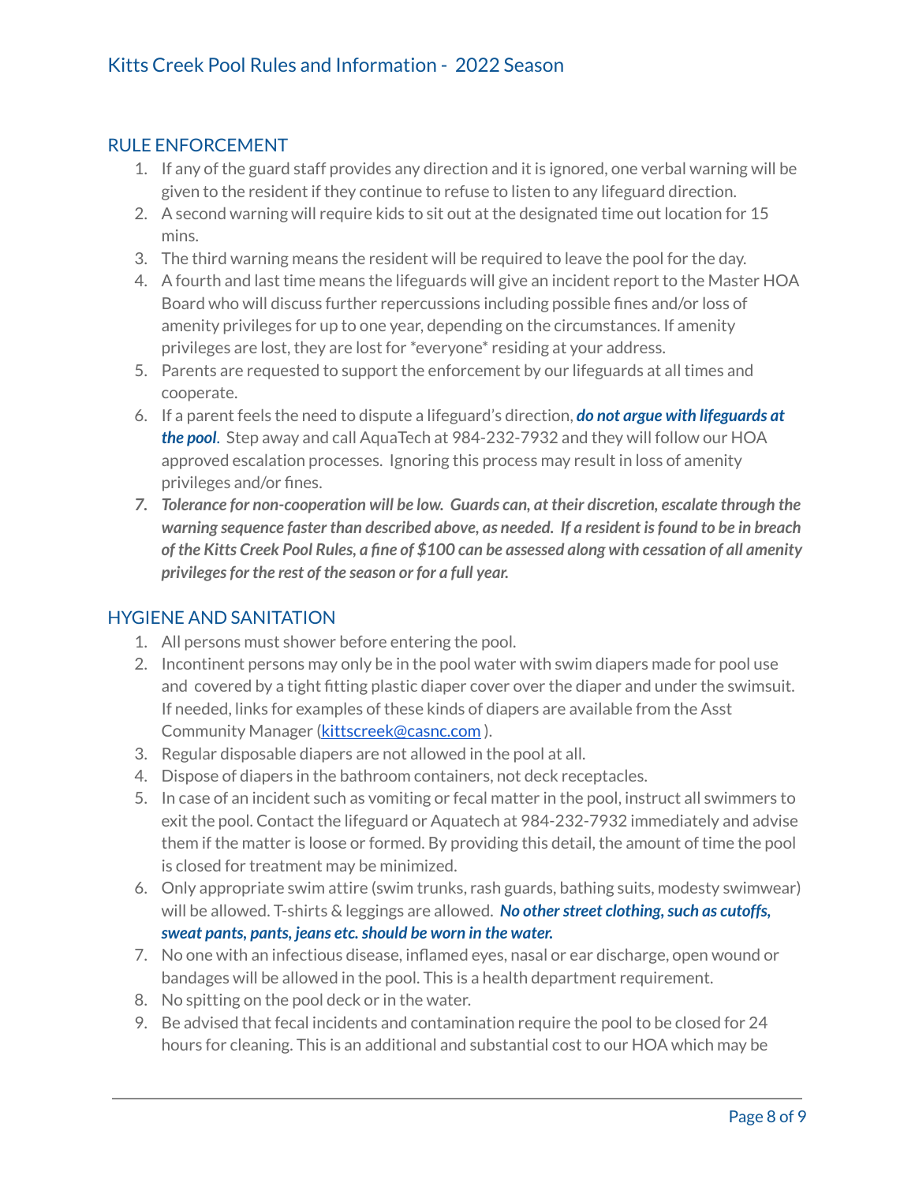# Kitts Creek Pool Rules and Information - 2022 Season

## RULE ENFORCEMENT

1. If any of the guard staff provides any direction and it is ignored, one verbal warning will be given to the resident if they continue to refuse to listen to any lifeguard direction.
2. A second warning will require kids to sit out at the designated time out location for 15 mins.
3. The third warning means the resident will be required to leave the pool for the day.
4. A fourth and last time means the lifeguards will give an incident report to the Master HOA Board who will discuss further repercussions including possible fines and/or loss of amenity privileges for up to one year, depending on the circumstances. If amenity privileges are lost, they are lost for *everyone* residing at your address.
5. Parents are requested to support the enforcement by our lifeguards at all times and cooperate.
6. If a parent feels the need to dispute a lifeguard's direction, ***do not argue with lifeguards at the pool***. Step away and call AquaTech at 984-232-7932 and they will follow our HOA approved escalation processes. Ignoring this process may result in loss of amenity privileges and/or fines.
7. ***Tolerance for non-cooperation will be low. Guards can, at their discretion, escalate through the warning sequence faster than described above, as needed. If a resident is found to be in breach of the Kitts Creek Pool Rules, a fine of $100 can be assessed along with cessation of all amenity privileges for the rest of the season or for a full year.***

## HYGIENE AND SANITATION

1. All persons must shower before entering the pool.
2. Incontinent persons may only be in the pool water with swim diapers made for pool use and covered by a tight fitting plastic diaper cover over the diaper and under the swimsuit. If needed, links for examples of these kinds of diapers are available from the Asst Community Manager ([kittscreek@casnc.com](mailto:kittscreek@casnc.com) ).
3. Regular disposable diapers are not allowed in the pool at all.
4. Dispose of diapers in the bathroom containers, not deck receptacles.
5. In case of an incident such as vomiting or fecal matter in the pool, instruct all swimmers to exit the pool. Contact the lifeguard or Aquatech at 984-232-7932 immediately and advise them if the matter is loose or formed. By providing this detail, the amount of time the pool is closed for treatment may be minimized.
6. Only appropriate swim attire (swim trunks, rash guards, bathing suits, modesty swimwear) will be allowed. T-shirts & leggings are allowed. ***No other street clothing, such as cutoffs, sweat pants, pants, jeans etc. should be worn in the water.***
7. No one with an infectious disease, inflamed eyes, nasal or ear discharge, open wound or bandages will be allowed in the pool. This is a health department requirement.
8. No spitting on the pool deck or in the water.
9. Be advised that fecal incidents and contamination require the pool to be closed for 24 hours for cleaning. This is an additional and substantial cost to our HOA which may be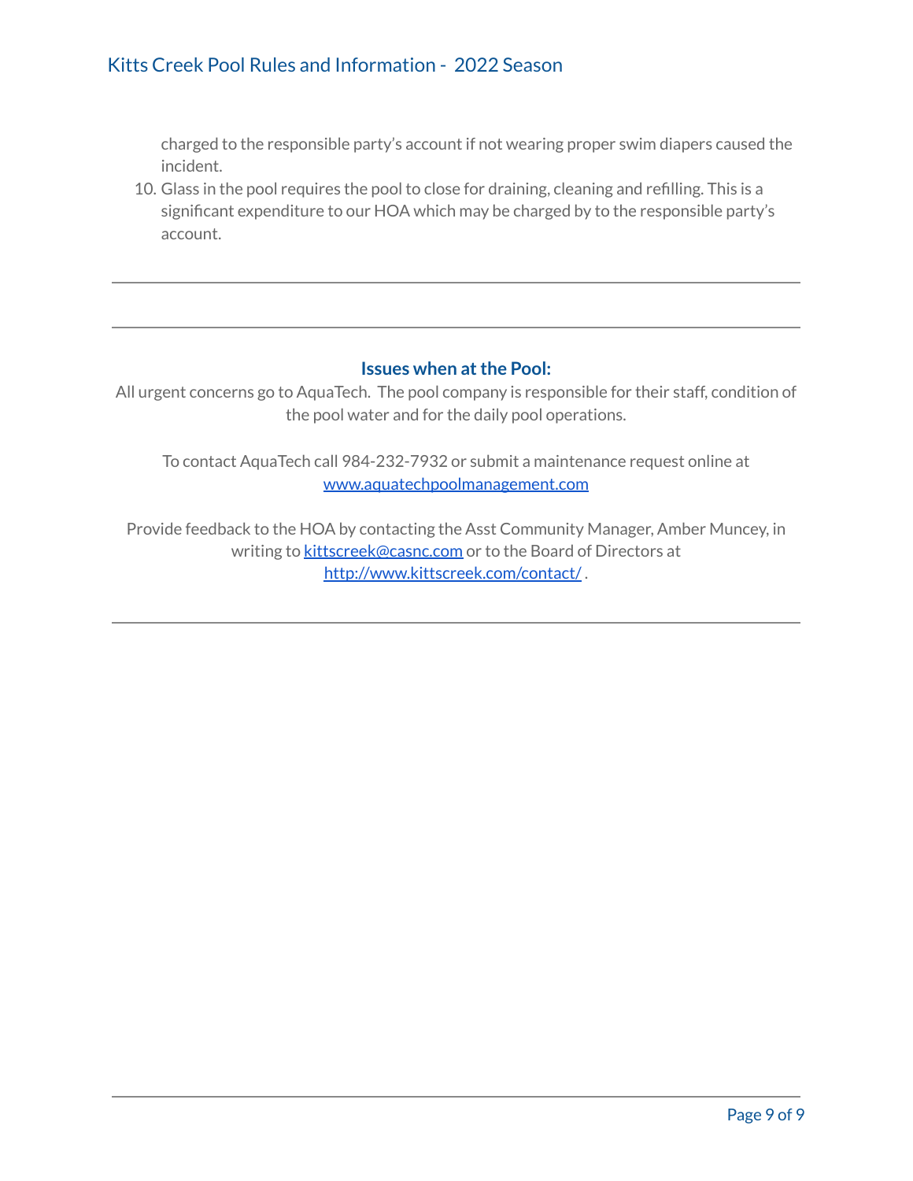charged to the responsible party's account if not wearing proper swim diapers caused the incident.

10. Glass in the pool requires the pool to close for draining, cleaning and refilling. This is a significant expenditure to our HOA which may be charged by to the responsible party's account.

---

---

**Issues when at the Pool:**

All urgent concerns go to AquaTech. The pool company is responsible for their staff, condition of the pool water and for the daily pool operations.

To contact AquaTech call 984-232-7932 or submit a maintenance request online at [www.aquatechpoolmanagement.com](www.aquatechpoolmanagement.com)

Provide feedback to the HOA by contacting the Asst Community Manager, Amber Muncey, in writing to [kittscreek@casnc.com](mailto:kittscreek@casnc.com) or to the Board of Directors at [http://www.kittscreek.com/contact/](http://www.kittscreek.com/contact/) .

---